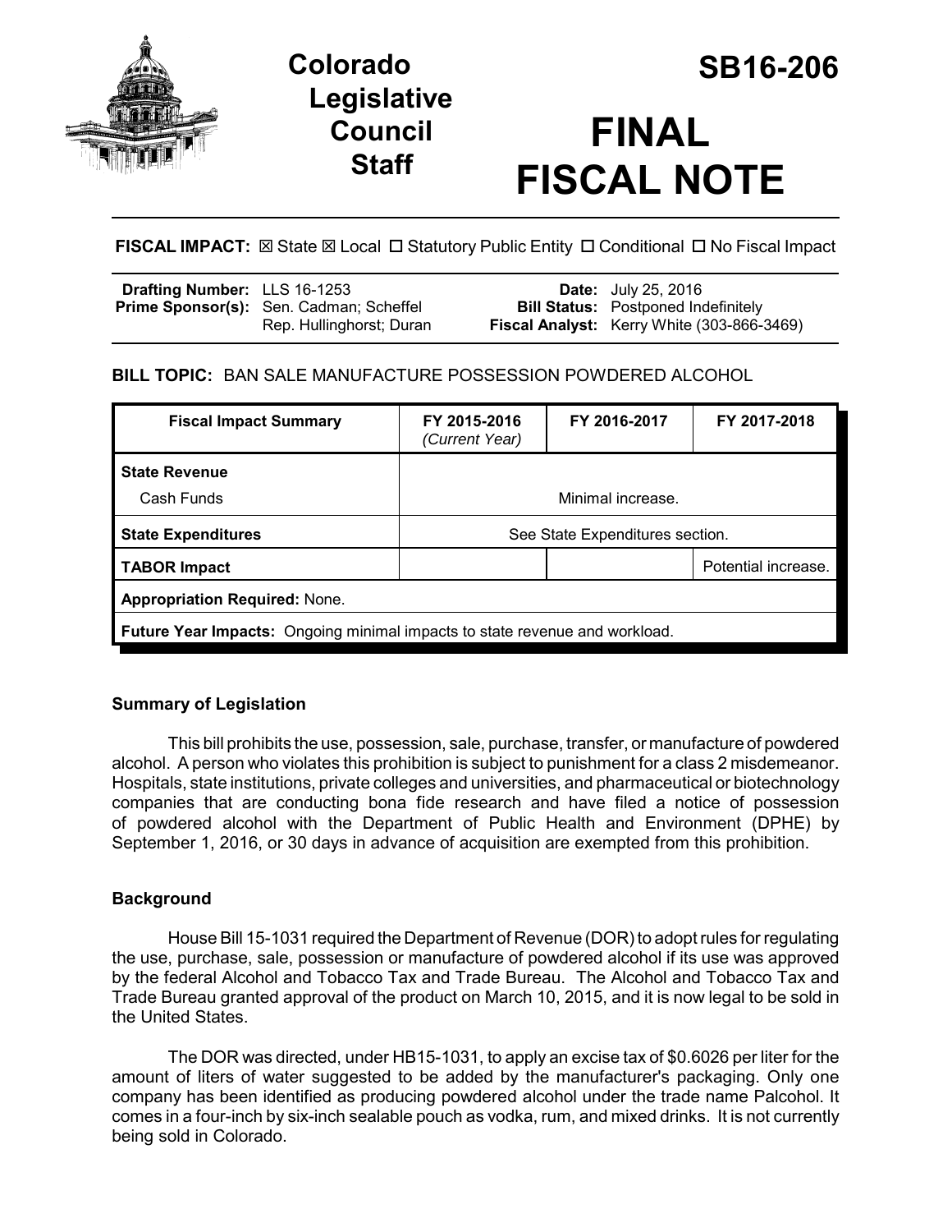# Colorado Legislative Council Staff

# SB16-206

# FINAL FISCAL NOTE

**FISCAL IMPACT:** ☒ State ☒ Local ☐ Statutory Public Entity ☐ Conditional ☐ No Fiscal Impact

| | | | |
|---|---|---|---|
| **Drafting Number:** | LLS 16-1253 | **Date:** | July 25, 2016 |
| **Prime Sponsor(s):** | Sen. Cadman; Scheffel<br>Rep. Hullinghorst; Duran | **Bill Status:** | Postponed Indefinitely |
| | | **Fiscal Analyst:** | Kerry White (303-866-3469) |

**BILL TOPIC:** BAN SALE MANUFACTURE POSSESSION POWDERED ALCOHOL

| Fiscal Impact Summary | FY 2015-2016 *(Current Year)* | FY 2016-2017 | FY 2017-2018 |
|---|---|---|---|
| **State Revenue** | | | |
| Cash Funds | | Minimal increase. | |
| **State Expenditures** | | See State Expenditures section. | |
| **TABOR Impact** | | | Potential increase. |
| **Appropriation Required:** None. | | | |
| **Future Year Impacts:** Ongoing minimal impacts to state revenue and workload. | | | |

### Summary of Legislation

This bill prohibits the use, possession, sale, purchase, transfer, or manufacture of powdered alcohol. A person who violates this prohibition is subject to punishment for a class 2 misdemeanor. Hospitals, state institutions, private colleges and universities, and pharmaceutical or biotechnology companies that are conducting bona fide research and have filed a notice of possession of powdered alcohol with the Department of Public Health and Environment (DPHE) by September 1, 2016, or 30 days in advance of acquisition are exempted from this prohibition.

### Background

House Bill 15-1031 required the Department of Revenue (DOR) to adopt rules for regulating the use, purchase, sale, possession or manufacture of powdered alcohol if its use was approved by the federal Alcohol and Tobacco Tax and Trade Bureau. The Alcohol and Tobacco Tax and Trade Bureau granted approval of the product on March 10, 2015, and it is now legal to be sold in the United States.

The DOR was directed, under HB15-1031, to apply an excise tax of $0.6026 per liter for the amount of liters of water suggested to be added by the manufacturer's packaging. Only one company has been identified as producing powdered alcohol under the trade name Palcohol. It comes in a four-inch by six-inch sealable pouch as vodka, rum, and mixed drinks. It is not currently being sold in Colorado.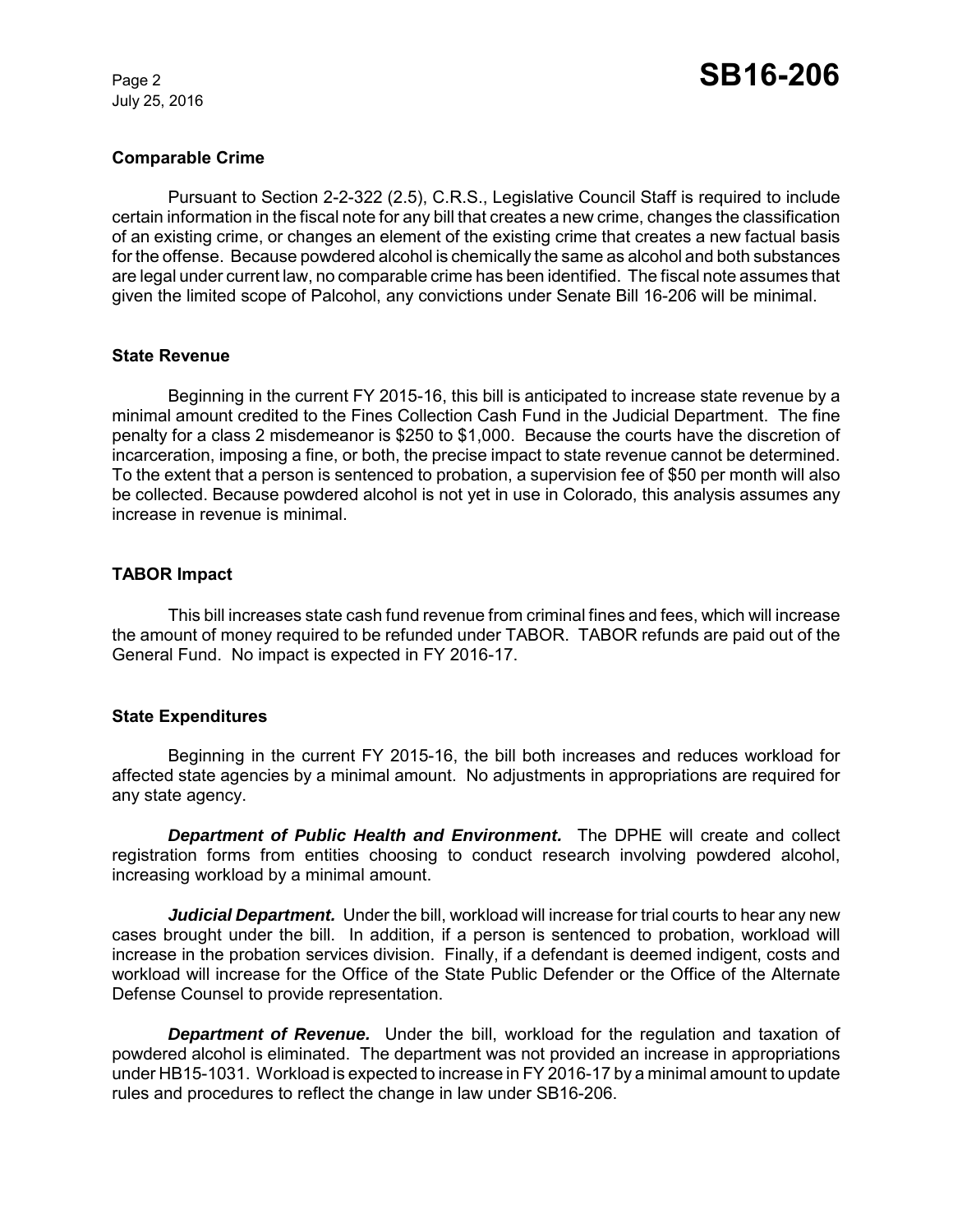## Comparable Crime

Pursuant to Section 2-2-322 (2.5), C.R.S., Legislative Council Staff is required to include certain information in the fiscal note for any bill that creates a new crime, changes the classification of an existing crime, or changes an element of the existing crime that creates a new factual basis for the offense. Because powdered alcohol is chemically the same as alcohol and both substances are legal under current law, no comparable crime has been identified. The fiscal note assumes that given the limited scope of Palcohol, any convictions under Senate Bill 16-206 will be minimal.

## State Revenue

Beginning in the current FY 2015-16, this bill is anticipated to increase state revenue by a minimal amount credited to the Fines Collection Cash Fund in the Judicial Department. The fine penalty for a class 2 misdemeanor is $250 to $1,000. Because the courts have the discretion of incarceration, imposing a fine, or both, the precise impact to state revenue cannot be determined. To the extent that a person is sentenced to probation, a supervision fee of $50 per month will also be collected. Because powdered alcohol is not yet in use in Colorado, this analysis assumes any increase in revenue is minimal.

## TABOR Impact

This bill increases state cash fund revenue from criminal fines and fees, which will increase the amount of money required to be refunded under TABOR. TABOR refunds are paid out of the General Fund. No impact is expected in FY 2016-17.

## State Expenditures

Beginning in the current FY 2015-16, the bill both increases and reduces workload for affected state agencies by a minimal amount. No adjustments in appropriations are required for any state agency.

***Department of Public Health and Environment.*** The DPHE will create and collect registration forms from entities choosing to conduct research involving powdered alcohol, increasing workload by a minimal amount.

***Judicial Department.*** Under the bill, workload will increase for trial courts to hear any new cases brought under the bill. In addition, if a person is sentenced to probation, workload will increase in the probation services division. Finally, if a defendant is deemed indigent, costs and workload will increase for the Office of the State Public Defender or the Office of the Alternate Defense Counsel to provide representation.

***Department of Revenue.*** Under the bill, workload for the regulation and taxation of powdered alcohol is eliminated. The department was not provided an increase in appropriations under HB15-1031. Workload is expected to increase in FY 2016-17 by a minimal amount to update rules and procedures to reflect the change in law under SB16-206.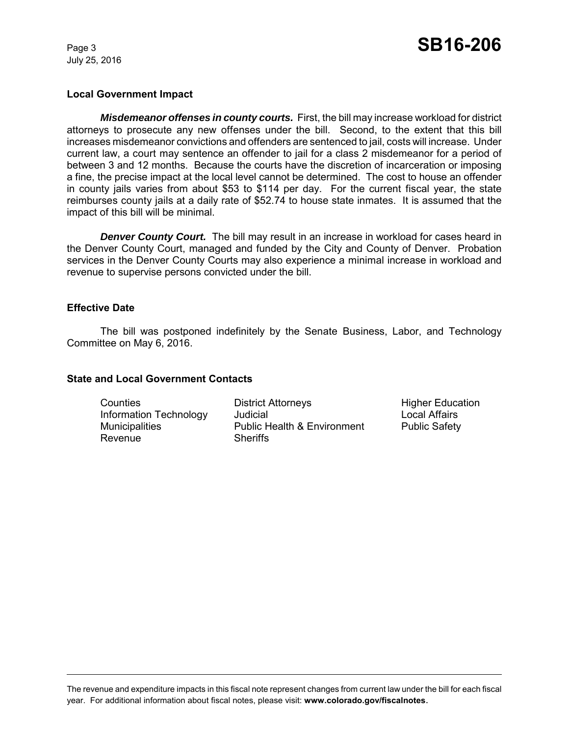## Local Government Impact

***Misdemeanor offenses in county courts.*** First, the bill may increase workload for district attorneys to prosecute any new offenses under the bill. Second, to the extent that this bill increases misdemeanor convictions and offenders are sentenced to jail, costs will increase. Under current law, a court may sentence an offender to jail for a class 2 misdemeanor for a period of between 3 and 12 months. Because the courts have the discretion of incarceration or imposing a fine, the precise impact at the local level cannot be determined. The cost to house an offender in county jails varies from about $53 to $114 per day. For the current fiscal year, the state reimburses county jails at a daily rate of $52.74 to house state inmates. It is assumed that the impact of this bill will be minimal.

***Denver County Court.*** The bill may result in an increase in workload for cases heard in the Denver County Court, managed and funded by the City and County of Denver. Probation services in the Denver County Courts may also experience a minimal increase in workload and revenue to supervise persons convicted under the bill.

## Effective Date

The bill was postponed indefinitely by the Senate Business, Labor, and Technology Committee on May 6, 2016.

## State and Local Government Contacts

| | | |
|---|---|---|
| Counties | District Attorneys | Higher Education |
| Information Technology | Judicial | Local Affairs |
| Municipalities | Public Health & Environment | Public Safety |
| Revenue | Sheriffs | |

The revenue and expenditure impacts in this fiscal note represent changes from current law under the bill for each fiscal year. For additional information about fiscal notes, please visit: **www.colorado.gov/fiscalnotes.**